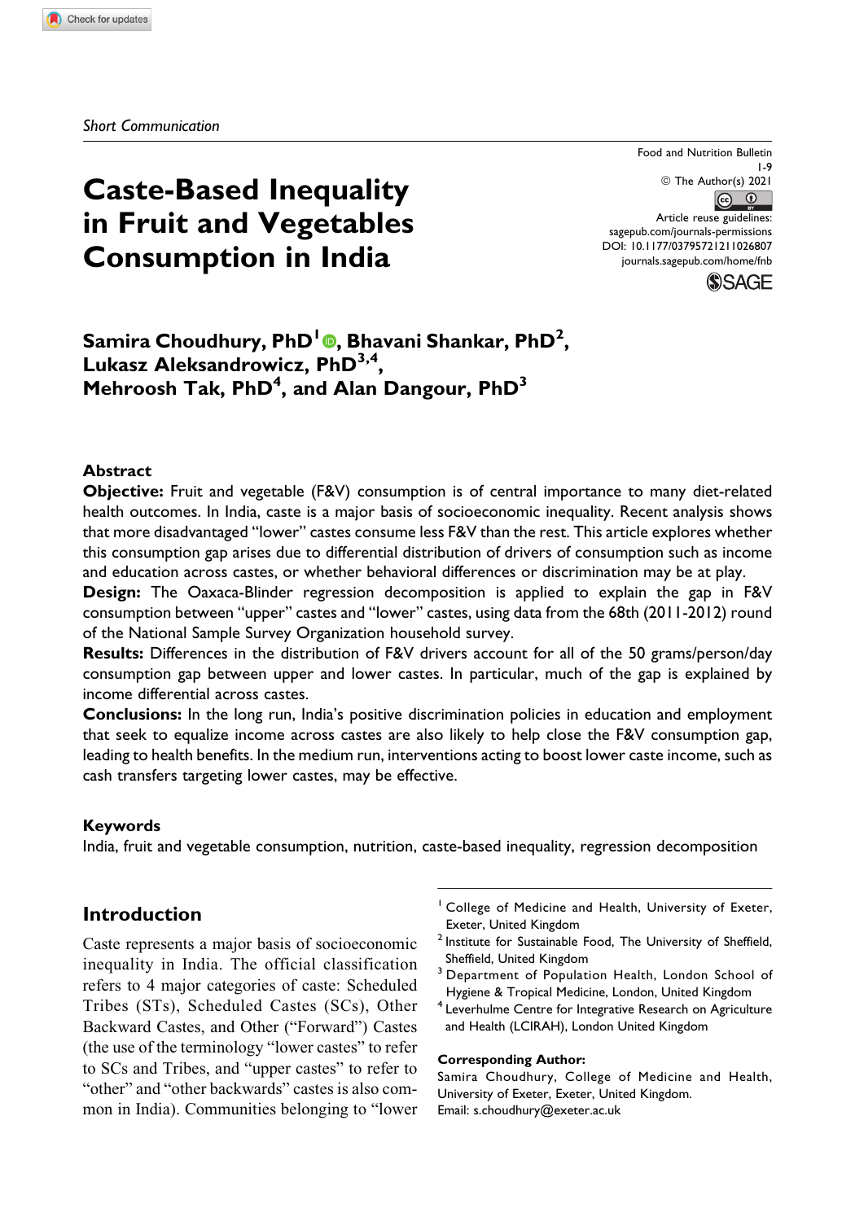*Short Communication*

# Caste-Based Inequality in Fruit and Vegetables Consumption in India

Food and Nutrition Bulletin
1-9
© The Author(s) 2021
Article reuse guidelines: sagepub.com/journals-permissions
DOI: 10.1177/03795721211026807
journals.sagepub.com/home/fnb

**Samira Choudhury, PhD[1], Bhavani Shankar, PhD[2], Lukasz Aleksandrowicz, PhD[3,4], Mehroosh Tak, PhD[4], and Alan Dangour, PhD[3]**

## Abstract

**Objective:** Fruit and vegetable (F&V) consumption is of central importance to many diet-related health outcomes. In India, caste is a major basis of socioeconomic inequality. Recent analysis shows that more disadvantaged "lower" castes consume less F&V than the rest. This article explores whether this consumption gap arises due to differential distribution of drivers of consumption such as income and education across castes, or whether behavioral differences or discrimination may be at play.

**Design:** The Oaxaca-Blinder regression decomposition is applied to explain the gap in F&V consumption between "upper" castes and "lower" castes, using data from the 68th (2011-2012) round of the National Sample Survey Organization household survey.

**Results:** Differences in the distribution of F&V drivers account for all of the 50 grams/person/day consumption gap between upper and lower castes. In particular, much of the gap is explained by income differential across castes.

**Conclusions:** In the long run, India's positive discrimination policies in education and employment that seek to equalize income across castes are also likely to help close the F&V consumption gap, leading to health benefits. In the medium run, interventions acting to boost lower caste income, such as cash transfers targeting lower castes, may be effective.

### Keywords

India, fruit and vegetable consumption, nutrition, caste-based inequality, regression decomposition

## Introduction

Caste represents a major basis of socioeconomic inequality in India. The official classification refers to 4 major categories of caste: Scheduled Tribes (STs), Scheduled Castes (SCs), Other Backward Castes, and Other ("Forward") Castes (the use of the terminology "lower castes" to refer to SCs and Tribes, and "upper castes" to refer to "other" and "other backwards" castes is also common in India). Communities belonging to "lower

[1] College of Medicine and Health, University of Exeter, Exeter, United Kingdom
[2] Institute for Sustainable Food, The University of Sheffield, Sheffield, United Kingdom
[3] Department of Population Health, London School of Hygiene & Tropical Medicine, London, United Kingdom
[4] Leverhulme Centre for Integrative Research on Agriculture and Health (LCIRAH), London United Kingdom

**Corresponding Author:**
Samira Choudhury, College of Medicine and Health, University of Exeter, Exeter, United Kingdom.
Email: s.choudhury@exeter.ac.uk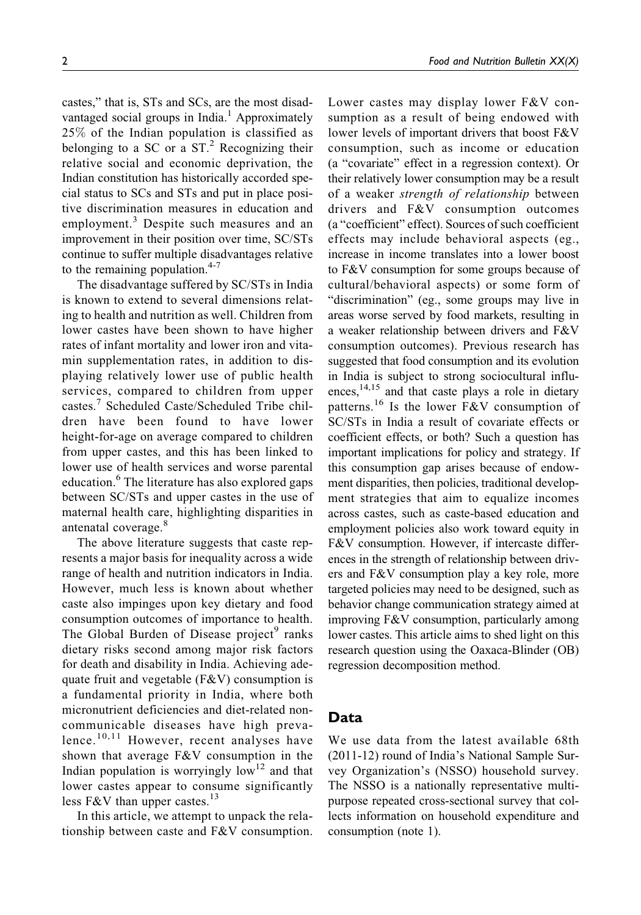castes," that is, STs and SCs, are the most disadvantaged social groups in India.[1] Approximately 25% of the Indian population is classified as belonging to a SC or a ST.[2] Recognizing their relative social and economic deprivation, the Indian constitution has historically accorded special status to SCs and STs and put in place positive discrimination measures in education and employment.[3] Despite such measures and an improvement in their position over time, SC/STs continue to suffer multiple disadvantages relative to the remaining population.[4-7]

The disadvantage suffered by SC/STs in India is known to extend to several dimensions relating to health and nutrition as well. Children from lower castes have been shown to have higher rates of infant mortality and lower iron and vitamin supplementation rates, in addition to displaying relatively lower use of public health services, compared to children from upper castes.[7] Scheduled Caste/Scheduled Tribe children have been found to have lower height-for-age on average compared to children from upper castes, and this has been linked to lower use of health services and worse parental education.[6] The literature has also explored gaps between SC/STs and upper castes in the use of maternal health care, highlighting disparities in antenatal coverage.[8]

The above literature suggests that caste represents a major basis for inequality across a wide range of health and nutrition indicators in India. However, much less is known about whether caste also impinges upon key dietary and food consumption outcomes of importance to health. The Global Burden of Disease project[9] ranks dietary risks second among major risk factors for death and disability in India. Achieving adequate fruit and vegetable (F&V) consumption is a fundamental priority in India, where both micronutrient deficiencies and diet-related noncommunicable diseases have high prevalence.[10,11] However, recent analyses have shown that average F&V consumption in the Indian population is worryingly low[12] and that lower castes appear to consume significantly less F&V than upper castes.[13]

In this article, we attempt to unpack the relationship between caste and F&V consumption. Lower castes may display lower F&V consumption as a result of being endowed with lower levels of important drivers that boost F&V consumption, such as income or education (a "covariate" effect in a regression context). Or their relatively lower consumption may be a result of a weaker *strength of relationship* between drivers and F&V consumption outcomes (a "coefficient" effect). Sources of such coefficient effects may include behavioral aspects (eg., increase in income translates into a lower boost to F&V consumption for some groups because of cultural/behavioral aspects) or some form of "discrimination" (eg., some groups may live in areas worse served by food markets, resulting in a weaker relationship between drivers and F&V consumption outcomes). Previous research has suggested that food consumption and its evolution in India is subject to strong sociocultural influences,[14,15] and that caste plays a role in dietary patterns.[16] Is the lower F&V consumption of SC/STs in India a result of covariate effects or coefficient effects, or both? Such a question has important implications for policy and strategy. If this consumption gap arises because of endowment disparities, then policies, traditional development strategies that aim to equalize incomes across castes, such as caste-based education and employment policies also work toward equity in F&V consumption. However, if intercaste differences in the strength of relationship between drivers and F&V consumption play a key role, more targeted policies may need to be designed, such as behavior change communication strategy aimed at improving F&V consumption, particularly among lower castes. This article aims to shed light on this research question using the Oaxaca-Blinder (OB) regression decomposition method.

## Data

We use data from the latest available 68th (2011-12) round of India's National Sample Survey Organization's (NSSO) household survey. The NSSO is a nationally representative multipurpose repeated cross-sectional survey that collects information on household expenditure and consumption (note 1).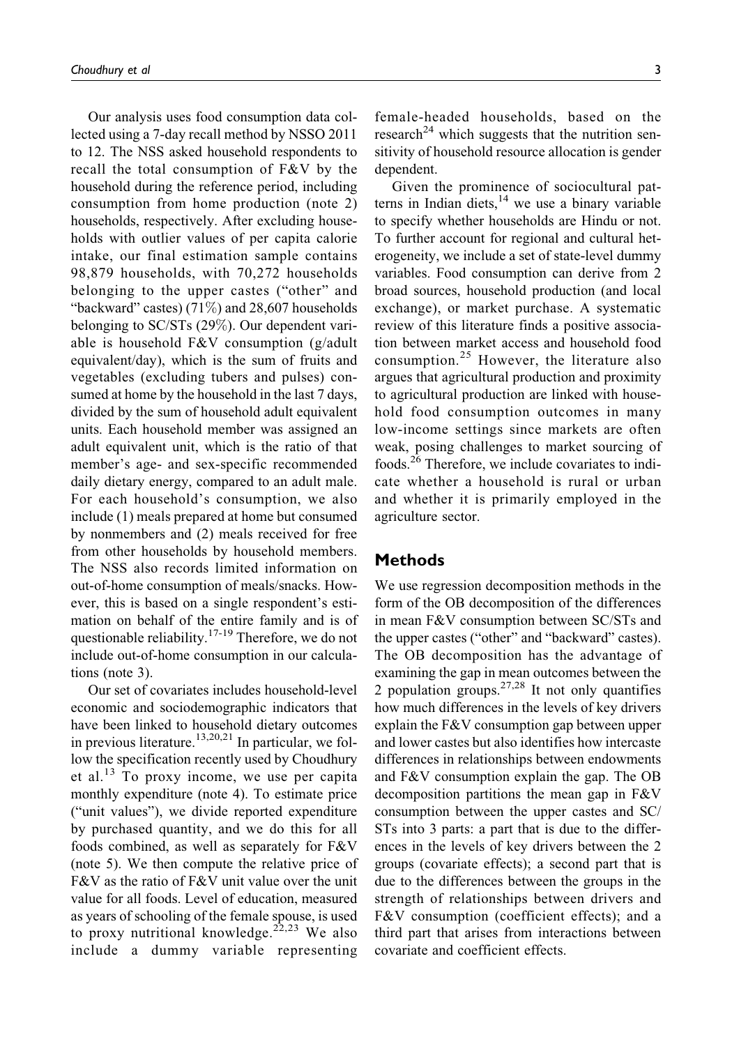Our analysis uses food consumption data collected using a 7-day recall method by NSSO 2011 to 12. The NSS asked household respondents to recall the total consumption of F&V by the household during the reference period, including consumption from home production (note 2) households, respectively. After excluding households with outlier values of per capita calorie intake, our final estimation sample contains 98,879 households, with 70,272 households belonging to the upper castes ("other" and "backward" castes) (71%) and 28,607 households belonging to SC/STs (29%). Our dependent variable is household F&V consumption (g/adult equivalent/day), which is the sum of fruits and vegetables (excluding tubers and pulses) consumed at home by the household in the last 7 days, divided by the sum of household adult equivalent units. Each household member was assigned an adult equivalent unit, which is the ratio of that member's age- and sex-specific recommended daily dietary energy, compared to an adult male. For each household's consumption, we also include (1) meals prepared at home but consumed by nonmembers and (2) meals received for free from other households by household members. The NSS also records limited information on out-of-home consumption of meals/snacks. However, this is based on a single respondent's estimation on behalf of the entire family and is of questionable reliability.[17-19] Therefore, we do not include out-of-home consumption in our calculations (note 3).

Our set of covariates includes household-level economic and sociodemographic indicators that have been linked to household dietary outcomes in previous literature.[13,20,21] In particular, we follow the specification recently used by Choudhury et al.[13] To proxy income, we use per capita monthly expenditure (note 4). To estimate price ("unit values"), we divide reported expenditure by purchased quantity, and we do this for all foods combined, as well as separately for F&V (note 5). We then compute the relative price of F&V as the ratio of F&V unit value over the unit value for all foods. Level of education, measured as years of schooling of the female spouse, is used to proxy nutritional knowledge.[22,23] We also include a dummy variable representing female-headed households, based on the research[24] which suggests that the nutrition sensitivity of household resource allocation is gender dependent.

Given the prominence of sociocultural patterns in Indian diets,[14] we use a binary variable to specify whether households are Hindu or not. To further account for regional and cultural heterogeneity, we include a set of state-level dummy variables. Food consumption can derive from 2 broad sources, household production (and local exchange), or market purchase. A systematic review of this literature finds a positive association between market access and household food consumption.[25] However, the literature also argues that agricultural production and proximity to agricultural production are linked with household food consumption outcomes in many low-income settings since markets are often weak, posing challenges to market sourcing of foods.[26] Therefore, we include covariates to indicate whether a household is rural or urban and whether it is primarily employed in the agriculture sector.

## Methods

We use regression decomposition methods in the form of the OB decomposition of the differences in mean F&V consumption between SC/STs and the upper castes ("other" and "backward" castes). The OB decomposition has the advantage of examining the gap in mean outcomes between the 2 population groups.[27,28] It not only quantifies how much differences in the levels of key drivers explain the F&V consumption gap between upper and lower castes but also identifies how intercaste differences in relationships between endowments and F&V consumption explain the gap. The OB decomposition partitions the mean gap in F&V consumption between the upper castes and SC/STs into 3 parts: a part that is due to the differences in the levels of key drivers between the 2 groups (covariate effects); a second part that is due to the differences between the groups in the strength of relationships between drivers and F&V consumption (coefficient effects); and a third part that arises from interactions between covariate and coefficient effects.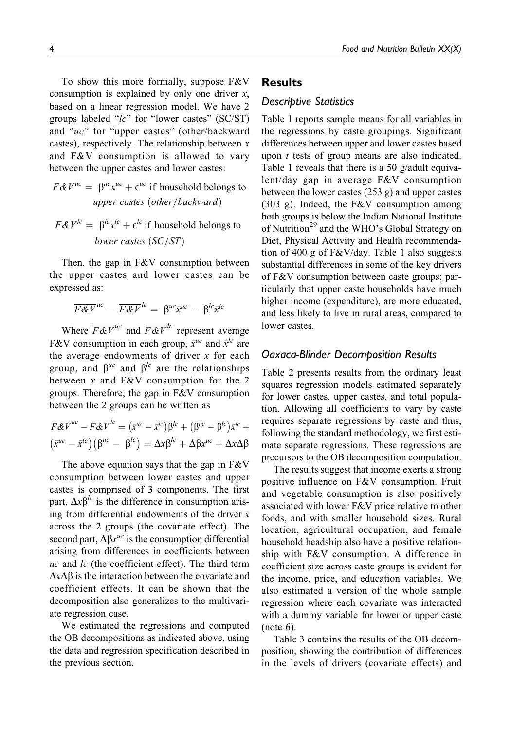To show this more formally, suppose F&V consumption is explained by only one driver $x$, based on a linear regression model. We have 2 groups labeled "*lc*" for "lower castes" (SC/ST) and "*uc*" for "upper castes" (other/backward castes), respectively. The relationship between $x$ and F&V consumption is allowed to vary between the upper castes and lower castes:

$$F\&V^{uc} = \beta^{uc}x^{uc} + \epsilon^{uc} \text{ if household belongs to } \textit{upper castes (other/backward)}$$

$$F\&V^{lc} = \beta^{lc}x^{lc} + \epsilon^{lc} \text{ if household belongs to } \textit{lower castes (SC/ST)}$$

Then, the gap in F&V consumption between the upper castes and lower castes can be expressed as:

$$\overline{F\&V}^{uc} - \overline{F\&V}^{lc} = \beta^{uc}\bar{x}^{uc} - \beta^{lc}\bar{x}^{lc}$$

Where $\overline{F\&V}^{uc}$ and $\overline{F\&V}^{lc}$ represent average F&V consumption in each group, $\bar{x}^{uc}$ and $\bar{x}^{lc}$ are the average endowments of driver $x$ for each group, and $\beta^{uc}$ and $\beta^{lc}$ are the relationships between $x$ and F&V consumption for the 2 groups. Therefore, the gap in F&V consumption between the 2 groups can be written as

$$\overline{F\&V}^{uc} - \overline{F\&V}^{lc} = \left(\bar{x}^{uc} - \bar{x}^{lc}\right)\beta^{lc} + \left(\beta^{uc} - \beta^{lc}\right)\bar{x}^{lc} + \left(\bar{x}^{uc} - \bar{x}^{lc}\right)\left(\beta^{uc} - \beta^{lc}\right) = \Delta x\beta^{lc} + \Delta\beta x^{uc} + \Delta x\Delta\beta$$

The above equation says that the gap in F&V consumption between lower castes and upper castes is comprised of 3 components. The first part, $\Delta x\beta^{lc}$ is the difference in consumption arising from differential endowments of the driver $x$ across the 2 groups (the covariate effect). The second part, $\Delta\beta x^{uc}$ is the consumption differential arising from differences in coefficients between *uc* and *lc* (the coefficient effect). The third term $\Delta x\Delta\beta$ is the interaction between the covariate and coefficient effects. It can be shown that the decomposition also generalizes to the multivariate regression case.

We estimated the regressions and computed the OB decompositions as indicated above, using the data and regression specification described in the previous section.

## Results

### Descriptive Statistics

Table 1 reports sample means for all variables in the regressions by caste groupings. Significant differences between upper and lower castes based upon $t$ tests of group means are also indicated. Table 1 reveals that there is a 50 g/adult equivalent/day gap in average F&V consumption between the lower castes (253 g) and upper castes (303 g). Indeed, the F&V consumption among both groups is below the Indian National Institute of Nutrition[29] and the WHO's Global Strategy on Diet, Physical Activity and Health recommendation of 400 g of F&V/day. Table 1 also suggests substantial differences in some of the key drivers of F&V consumption between caste groups; particularly that upper caste households have much higher income (expenditure), are more educated, and less likely to live in rural areas, compared to lower castes.

### Oaxaca-Blinder Decomposition Results

Table 2 presents results from the ordinary least squares regression models estimated separately for lower castes, upper castes, and total population. Allowing all coefficients to vary by caste requires separate regressions by caste and thus, following the standard methodology, we first estimate separate regressions. These regressions are precursors to the OB decomposition computation.

The results suggest that income exerts a strong positive influence on F&V consumption. Fruit and vegetable consumption is also positively associated with lower F&V price relative to other foods, and with smaller household sizes. Rural location, agricultural occupation, and female household headship also have a positive relationship with F&V consumption. A difference in coefficient size across caste groups is evident for the income, price, and education variables. We also estimated a version of the whole sample regression where each covariate was interacted with a dummy variable for lower or upper caste (note 6).

Table 3 contains the results of the OB decomposition, showing the contribution of differences in the levels of drivers (covariate effects) and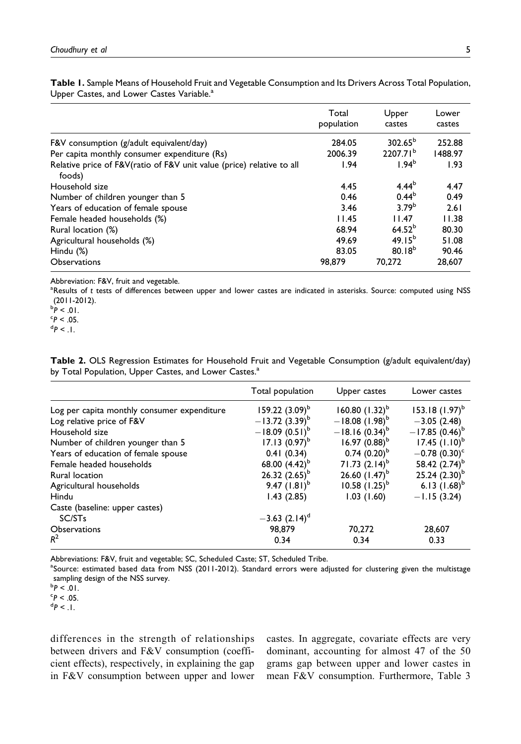**Table 1.** Sample Means of Household Fruit and Vegetable Consumption and Its Drivers Across Total Population, Upper Castes, and Lower Castes Variable.[a]

| | Total population | Upper castes | Lower castes |
|---|---|---|---|
| F&V consumption (g/adult equivalent/day) | 284.05 | 302.65[b] | 252.88 |
| Per capita monthly consumer expenditure (Rs) | 2006.39 | 2207.71[b] | 1488.97 |
| Relative price of F&V(ratio of F&V unit value (price) relative to all foods) | 1.94 | 1.94[b] | 1.93 |
| Household size | 4.45 | 4.44[b] | 4.47 |
| Number of children younger than 5 | 0.46 | 0.44[b] | 0.49 |
| Years of education of female spouse | 3.46 | 3.79[b] | 2.61 |
| Female headed households (%) | 11.45 | 11.47 | 11.38 |
| Rural location (%) | 68.94 | 64.52[b] | 80.30 |
| Agricultural households (%) | 49.69 | 49.15[b] | 51.08 |
| Hindu (%) | 83.05 | 80.18[b] | 90.46 |
| Observations | 98,879 | 70,272 | 28,607 |

Abbreviation: F&V, fruit and vegetable.

[a]Results of *t* tests of differences between upper and lower castes are indicated in asterisks. Source: computed using NSS (2011-2012).

[b]$P < .01$.

[c]$P < .05$.

[d]$P < .1$.

**Table 2.** OLS Regression Estimates for Household Fruit and Vegetable Consumption (g/adult equivalent/day) by Total Population, Upper Castes, and Lower Castes.[a]

| | Total population | Upper castes | Lower castes |
|---|---|---|---|
| Log per capita monthly consumer expenditure | 159.22 (3.09)[b] | 160.80 (1.32)[b] | 153.18 (1.97)[b] |
| Log relative price of F&V | −13.72 (3.39)[b] | −18.08 (1.98)[b] | −3.05 (2.48) |
| Household size | −18.09 (0.51)[b] | −18.16 (0.34)[b] | −17.85 (0.46)[b] |
| Number of children younger than 5 | 17.13 (0.97)[b] | 16.97 (0.88)[b] | 17.45 (1.10)[b] |
| Years of education of female spouse | 0.41 (0.34) | 0.74 (0.20)[b] | −0.78 (0.30)[c] |
| Female headed households | 68.00 (4.42)[b] | 71.73 (2.14)[b] | 58.42 (2.74)[b] |
| Rural location | 26.32 (2.65)[b] | 26.60 (1.47)[b] | 25.24 (2.30)[b] |
| Agricultural households | 9.47 (1.81)[b] | 10.58 (1.25)[b] | 6.13 (1.68)[b] |
| Hindu | 1.43 (2.85) | 1.03 (1.60) | −1.15 (3.24) |
| Caste (baseline: upper castes) | | | |
| SC/STs | −3.63 (2.14)[d] | | |
| Observations | 98,879 | 70,272 | 28,607 |
| $R^2$ | 0.34 | 0.34 | 0.33 |

Abbreviations: F&V, fruit and vegetable; SC, Scheduled Caste; ST, Scheduled Tribe.

[a]Source: estimated based data from NSS (2011-2012). Standard errors were adjusted for clustering given the multistage sampling design of the NSS survey.

[b]$P < .01$.

[c]$P < .05$.

[d]$P < .1$.

differences in the strength of relationships between drivers and F&V consumption (coefficient effects), respectively, in explaining the gap in F&V consumption between upper and lower castes. In aggregate, covariate effects are very dominant, accounting for almost 47 of the 50 grams gap between upper and lower castes in mean F&V consumption. Furthermore, Table 3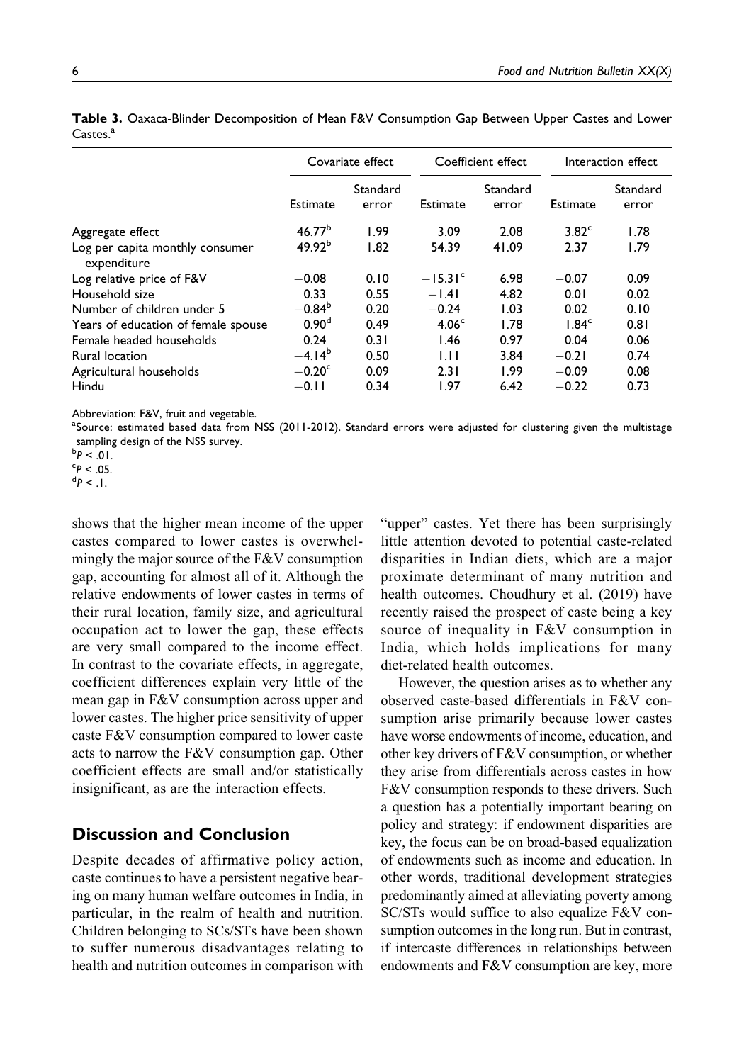**Table 3.** Oaxaca-Blinder Decomposition of Mean F&V Consumption Gap Between Upper Castes and Lower Castes.[a]

| | Covariate effect | | Coefficient effect | | Interaction effect | |
|---|---|---|---|---|---|---|
| | Estimate | Standard error | Estimate | Standard error | Estimate | Standard error |
| Aggregate effect | 46.77[b] | 1.99 | 3.09 | 2.08 | 3.82[c] | 1.78 |
| Log per capita monthly consumer expenditure | 49.92[b] | 1.82 | 54.39 | 41.09 | 2.37 | 1.79 |
| Log relative price of F&V | −0.08 | 0.10 | −15.31[c] | 6.98 | −0.07 | 0.09 |
| Household size | 0.33 | 0.55 | −1.41 | 4.82 | 0.01 | 0.02 |
| Number of children under 5 | −0.84[b] | 0.20 | −0.24 | 1.03 | 0.02 | 0.10 |
| Years of education of female spouse | 0.90[d] | 0.49 | 4.06[c] | 1.78 | 1.84[c] | 0.81 |
| Female headed households | 0.24 | 0.31 | 1.46 | 0.97 | 0.04 | 0.06 |
| Rural location | −4.14[b] | 0.50 | 1.11 | 3.84 | −0.21 | 0.74 |
| Agricultural households | −0.20[c] | 0.09 | 2.31 | 1.99 | −0.09 | 0.08 |
| Hindu | −0.11 | 0.34 | 1.97 | 6.42 | −0.22 | 0.73 |

Abbreviation: F&V, fruit and vegetable.
[a]Source: estimated based data from NSS (2011-2012). Standard errors were adjusted for clustering given the multistage sampling design of the NSS survey.
[b]$P < .01$.
[c]$P < .05$.
[d]$P < .1$.

shows that the higher mean income of the upper castes compared to lower castes is overwhelmingly the major source of the F&V consumption gap, accounting for almost all of it. Although the relative endowments of lower castes in terms of their rural location, family size, and agricultural occupation act to lower the gap, these effects are very small compared to the income effect. In contrast to the covariate effects, in aggregate, coefficient differences explain very little of the mean gap in F&V consumption across upper and lower castes. The higher price sensitivity of upper caste F&V consumption compared to lower caste acts to narrow the F&V consumption gap. Other coefficient effects are small and/or statistically insignificant, as are the interaction effects.

## Discussion and Conclusion

Despite decades of affirmative policy action, caste continues to have a persistent negative bearing on many human welfare outcomes in India, in particular, in the realm of health and nutrition. Children belonging to SCs/STs have been shown to suffer numerous disadvantages relating to health and nutrition outcomes in comparison with "upper" castes. Yet there has been surprisingly little attention devoted to potential caste-related disparities in Indian diets, which are a major proximate determinant of many nutrition and health outcomes. Choudhury et al. (2019) have recently raised the prospect of caste being a key source of inequality in F&V consumption in India, which holds implications for many diet-related health outcomes.

However, the question arises as to whether any observed caste-based differentials in F&V consumption arise primarily because lower castes have worse endowments of income, education, and other key drivers of F&V consumption, or whether they arise from differentials across castes in how F&V consumption responds to these drivers. Such a question has a potentially important bearing on policy and strategy: if endowment disparities are key, the focus can be on broad-based equalization of endowments such as income and education. In other words, traditional development strategies predominantly aimed at alleviating poverty among SC/STs would suffice to also equalize F&V consumption outcomes in the long run. But in contrast, if intercaste differences in relationships between endowments and F&V consumption are key, more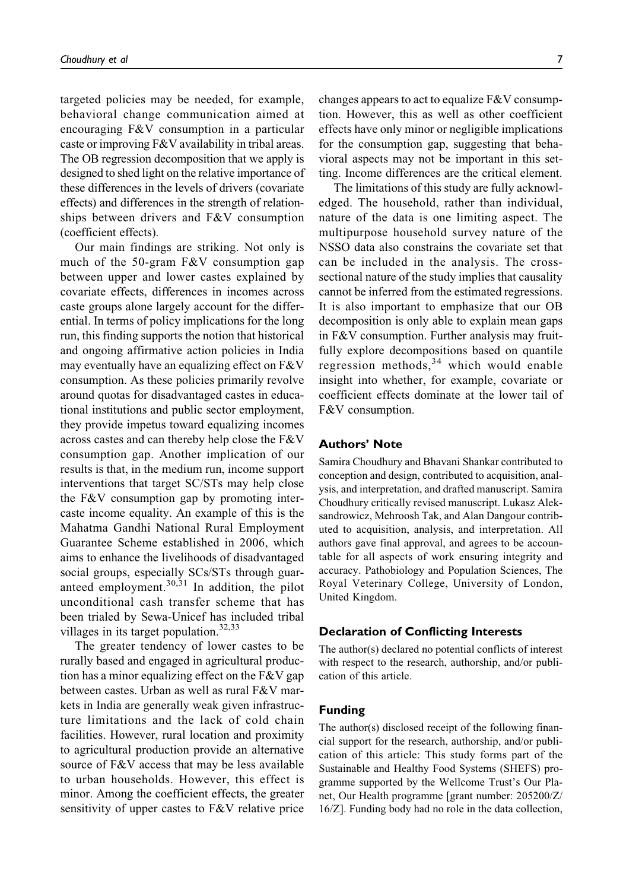targeted policies may be needed, for example, behavioral change communication aimed at encouraging F&V consumption in a particular caste or improving F&V availability in tribal areas. The OB regression decomposition that we apply is designed to shed light on the relative importance of these differences in the levels of drivers (covariate effects) and differences in the strength of relationships between drivers and F&V consumption (coefficient effects).

Our main findings are striking. Not only is much of the 50-gram F&V consumption gap between upper and lower castes explained by covariate effects, differences in incomes across caste groups alone largely account for the differential. In terms of policy implications for the long run, this finding supports the notion that historical and ongoing affirmative action policies in India may eventually have an equalizing effect on F&V consumption. As these policies primarily revolve around quotas for disadvantaged castes in educational institutions and public sector employment, they provide impetus toward equalizing incomes across castes and can thereby help close the F&V consumption gap. Another implication of our results is that, in the medium run, income support interventions that target SC/STs may help close the F&V consumption gap by promoting intercaste income equality. An example of this is the Mahatma Gandhi National Rural Employment Guarantee Scheme established in 2006, which aims to enhance the livelihoods of disadvantaged social groups, especially SCs/STs through guaranteed employment.[30,31] In addition, the pilot unconditional cash transfer scheme that has been trialed by Sewa-Unicef has included tribal villages in its target population.[32,33]

The greater tendency of lower castes to be rurally based and engaged in agricultural production has a minor equalizing effect on the F&V gap between castes. Urban as well as rural F&V markets in India are generally weak given infrastructure limitations and the lack of cold chain facilities. However, rural location and proximity to agricultural production provide an alternative source of F&V access that may be less available to urban households. However, this effect is minor. Among the coefficient effects, the greater sensitivity of upper castes to F&V relative price changes appears to act to equalize F&V consumption. However, this as well as other coefficient effects have only minor or negligible implications for the consumption gap, suggesting that behavioral aspects may not be important in this setting. Income differences are the critical element.

The limitations of this study are fully acknowledged. The household, rather than individual, nature of the data is one limiting aspect. The multipurpose household survey nature of the NSSO data also constrains the covariate set that can be included in the analysis. The cross-sectional nature of the study implies that causality cannot be inferred from the estimated regressions. It is also important to emphasize that our OB decomposition is only able to explain mean gaps in F&V consumption. Further analysis may fruitfully explore decompositions based on quantile regression methods,[34] which would enable insight into whether, for example, covariate or coefficient effects dominate at the lower tail of F&V consumption.

## Authors' Note

Samira Choudhury and Bhavani Shankar contributed to conception and design, contributed to acquisition, analysis, and interpretation, and drafted manuscript. Samira Choudhury critically revised manuscript. Lukasz Aleksandrowicz, Mehroosh Tak, and Alan Dangour contributed to acquisition, analysis, and interpretation. All authors gave final approval, and agrees to be accountable for all aspects of work ensuring integrity and accuracy. Pathobiology and Population Sciences, The Royal Veterinary College, University of London, United Kingdom.

## Declaration of Conflicting Interests

The author(s) declared no potential conflicts of interest with respect to the research, authorship, and/or publication of this article.

## Funding

The author(s) disclosed receipt of the following financial support for the research, authorship, and/or publication of this article: This study forms part of the Sustainable and Healthy Food Systems (SHEFS) programme supported by the Wellcome Trust's Our Planet, Our Health programme [grant number: 205200/Z/16/Z]. Funding body had no role in the data collection,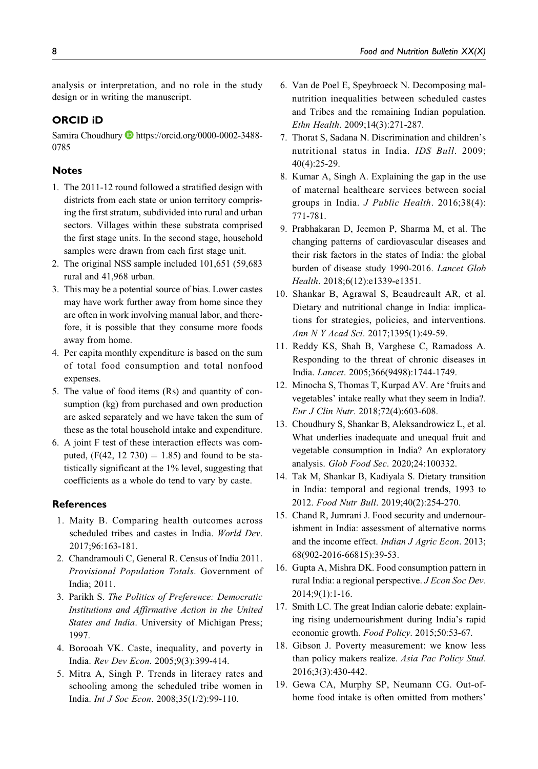analysis or interpretation, and no role in the study design or in writing the manuscript.

## ORCID iD

Samira Choudhury https://orcid.org/0000-0002-3488-0785

## Notes

1. The 2011-12 round followed a stratified design with districts from each state or union territory comprising the first stratum, subdivided into rural and urban sectors. Villages within these substrata comprised the first stage units. In the second stage, household samples were drawn from each first stage unit.
2. The original NSS sample included 101,651 (59,683 rural and 41,968 urban.
3. This may be a potential source of bias. Lower castes may have work further away from home since they are often in work involving manual labor, and therefore, it is possible that they consume more foods away from home.
4. Per capita monthly expenditure is based on the sum of total food consumption and total nonfood expenses.
5. The value of food items (Rs) and quantity of consumption (kg) from purchased and own production are asked separately and we have taken the sum of these as the total household intake and expenditure.
6. A joint F test of these interaction effects was computed, ($F(42, 12\ 730) = 1.85$) and found to be statistically significant at the 1% level, suggesting that coefficients as a whole do tend to vary by caste.

## References

1. Maity B. Comparing health outcomes across scheduled tribes and castes in India. *World Dev*. 2017;96:163-181.
2. Chandramouli C, General R. Census of India 2011. *Provisional Population Totals*. Government of India; 2011.
3. Parikh S. *The Politics of Preference: Democratic Institutions and Affirmative Action in the United States and India*. University of Michigan Press; 1997.
4. Borooah VK. Caste, inequality, and poverty in India. *Rev Dev Econ*. 2005;9(3):399-414.
5. Mitra A, Singh P. Trends in literacy rates and schooling among the scheduled tribe women in India. *Int J Soc Econ*. 2008;35(1/2):99-110.
6. Van de Poel E, Speybroeck N. Decomposing malnutrition inequalities between scheduled castes and Tribes and the remaining Indian population. *Ethn Health*. 2009;14(3):271-287.
7. Thorat S, Sadana N. Discrimination and children's nutritional status in India. *IDS Bull*. 2009; 40(4):25-29.
8. Kumar A, Singh A. Explaining the gap in the use of maternal healthcare services between social groups in India. *J Public Health*. 2016;38(4): 771-781.
9. Prabhakaran D, Jeemon P, Sharma M, et al. The changing patterns of cardiovascular diseases and their risk factors in the states of India: the global burden of disease study 1990-2016. *Lancet Glob Health*. 2018;6(12):e1339-e1351.
10. Shankar B, Agrawal S, Beaudreault AR, et al. Dietary and nutritional change in India: implications for strategies, policies, and interventions. *Ann N Y Acad Sci*. 2017;1395(1):49-59.
11. Reddy KS, Shah B, Varghese C, Ramadoss A. Responding to the threat of chronic diseases in India. *Lancet*. 2005;366(9498):1744-1749.
12. Minocha S, Thomas T, Kurpad AV. Are 'fruits and vegetables' intake really what they seem in India?. *Eur J Clin Nutr*. 2018;72(4):603-608.
13. Choudhury S, Shankar B, Aleksandrowicz L, et al. What underlies inadequate and unequal fruit and vegetable consumption in India? An exploratory analysis. *Glob Food Sec*. 2020;24:100332.
14. Tak M, Shankar B, Kadiyala S. Dietary transition in India: temporal and regional trends, 1993 to 2012. *Food Nutr Bull*. 2019;40(2):254-270.
15. Chand R, Jumrani J. Food security and undernourishment in India: assessment of alternative norms and the income effect. *Indian J Agric Econ*. 2013; 68(902-2016-66815):39-53.
16. Gupta A, Mishra DK. Food consumption pattern in rural India: a regional perspective. *J Econ Soc Dev*. 2014;9(1):1-16.
17. Smith LC. The great Indian calorie debate: explaining rising undernourishment during India's rapid economic growth. *Food Policy*. 2015;50:53-67.
18. Gibson J. Poverty measurement: we know less than policy makers realize. *Asia Pac Policy Stud*. 2016;3(3):430-442.
19. Gewa CA, Murphy SP, Neumann CG. Out-of-home food intake is often omitted from mothers'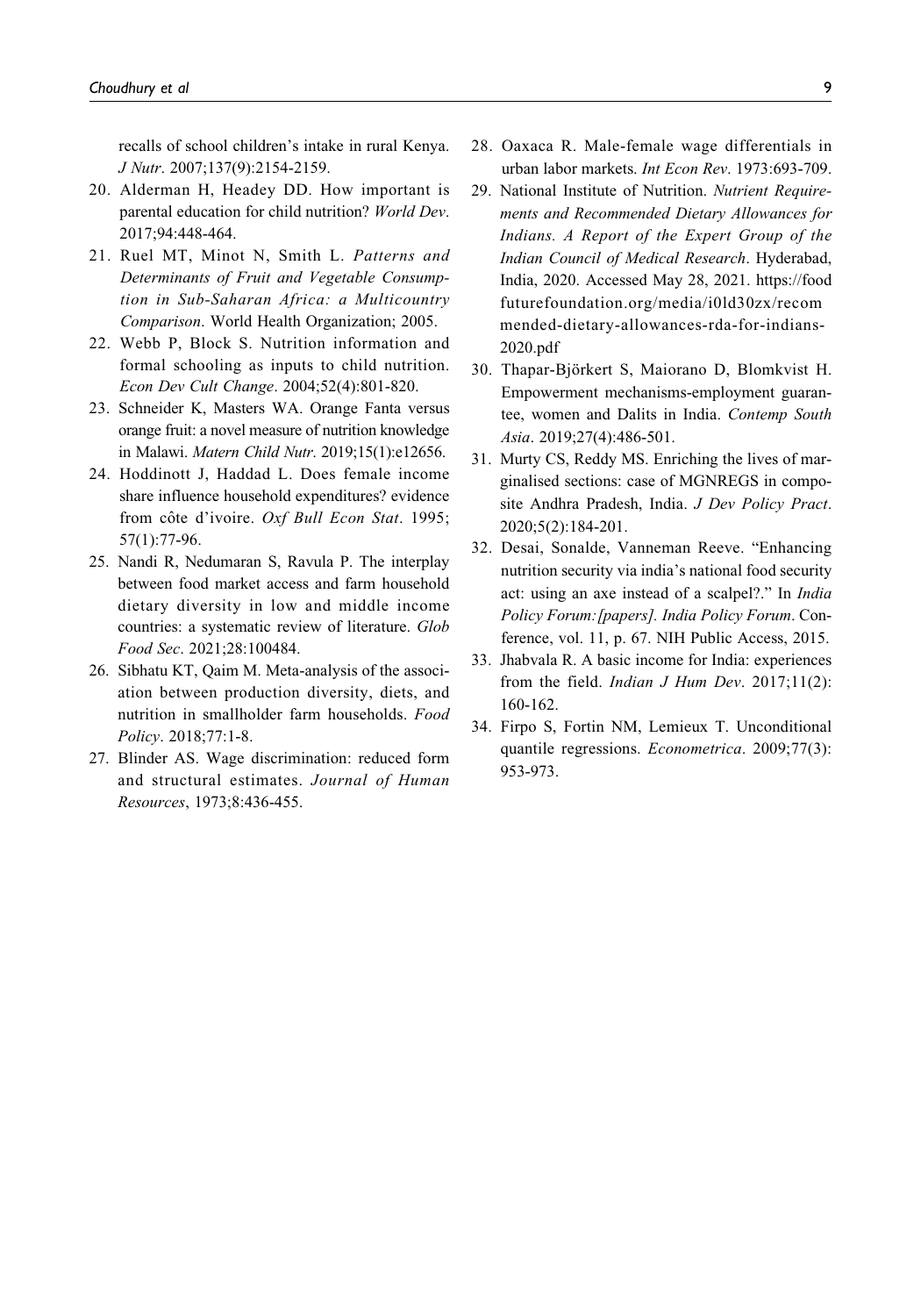recalls of school children's intake in rural Kenya. *J Nutr*. 2007;137(9):2154-2159.

20. Alderman H, Headey DD. How important is parental education for child nutrition? *World Dev*. 2017;94:448-464.
21. Ruel MT, Minot N, Smith L. *Patterns and Determinants of Fruit and Vegetable Consumption in Sub-Saharan Africa: a Multicountry Comparison*. World Health Organization; 2005.
22. Webb P, Block S. Nutrition information and formal schooling as inputs to child nutrition. *Econ Dev Cult Change*. 2004;52(4):801-820.
23. Schneider K, Masters WA. Orange Fanta versus orange fruit: a novel measure of nutrition knowledge in Malawi. *Matern Child Nutr*. 2019;15(1):e12656.
24. Hoddinott J, Haddad L. Does female income share influence household expenditures? evidence from côte d'ivoire. *Oxf Bull Econ Stat*. 1995; 57(1):77-96.
25. Nandi R, Nedumaran S, Ravula P. The interplay between food market access and farm household dietary diversity in low and middle income countries: a systematic review of literature. *Glob Food Sec*. 2021;28:100484.
26. Sibhatu KT, Qaim M. Meta-analysis of the association between production diversity, diets, and nutrition in smallholder farm households. *Food Policy*. 2018;77:1-8.
27. Blinder AS. Wage discrimination: reduced form and structural estimates. *Journal of Human Resources*, 1973;8:436-455.
28. Oaxaca R. Male-female wage differentials in urban labor markets. *Int Econ Rev*. 1973:693-709.
29. National Institute of Nutrition. *Nutrient Requirements and Recommended Dietary Allowances for Indians. A Report of the Expert Group of the Indian Council of Medical Research*. Hyderabad, India, 2020. Accessed May 28, 2021. https://foodfuturefoundation.org/media/i0ld30zx/recommended-dietary-allowances-rda-for-indians-2020.pdf
30. Thapar-Björkert S, Maiorano D, Blomkvist H. Empowerment mechanisms-employment guarantee, women and Dalits in India. *Contemp South Asia*. 2019;27(4):486-501.
31. Murty CS, Reddy MS. Enriching the lives of marginalised sections: case of MGNREGS in composite Andhra Pradesh, India. *J Dev Policy Pract*. 2020;5(2):184-201.
32. Desai, Sonalde, Vanneman Reeve. "Enhancing nutrition security via india's national food security act: using an axe instead of a scalpel?." In *India Policy Forum:[papers]. India Policy Forum*. Conference, vol. 11, p. 67. NIH Public Access, 2015.
33. Jhabvala R. A basic income for India: experiences from the field. *Indian J Hum Dev*. 2017;11(2): 160-162.
34. Firpo S, Fortin NM, Lemieux T. Unconditional quantile regressions. *Econometrica*. 2009;77(3): 953-973.